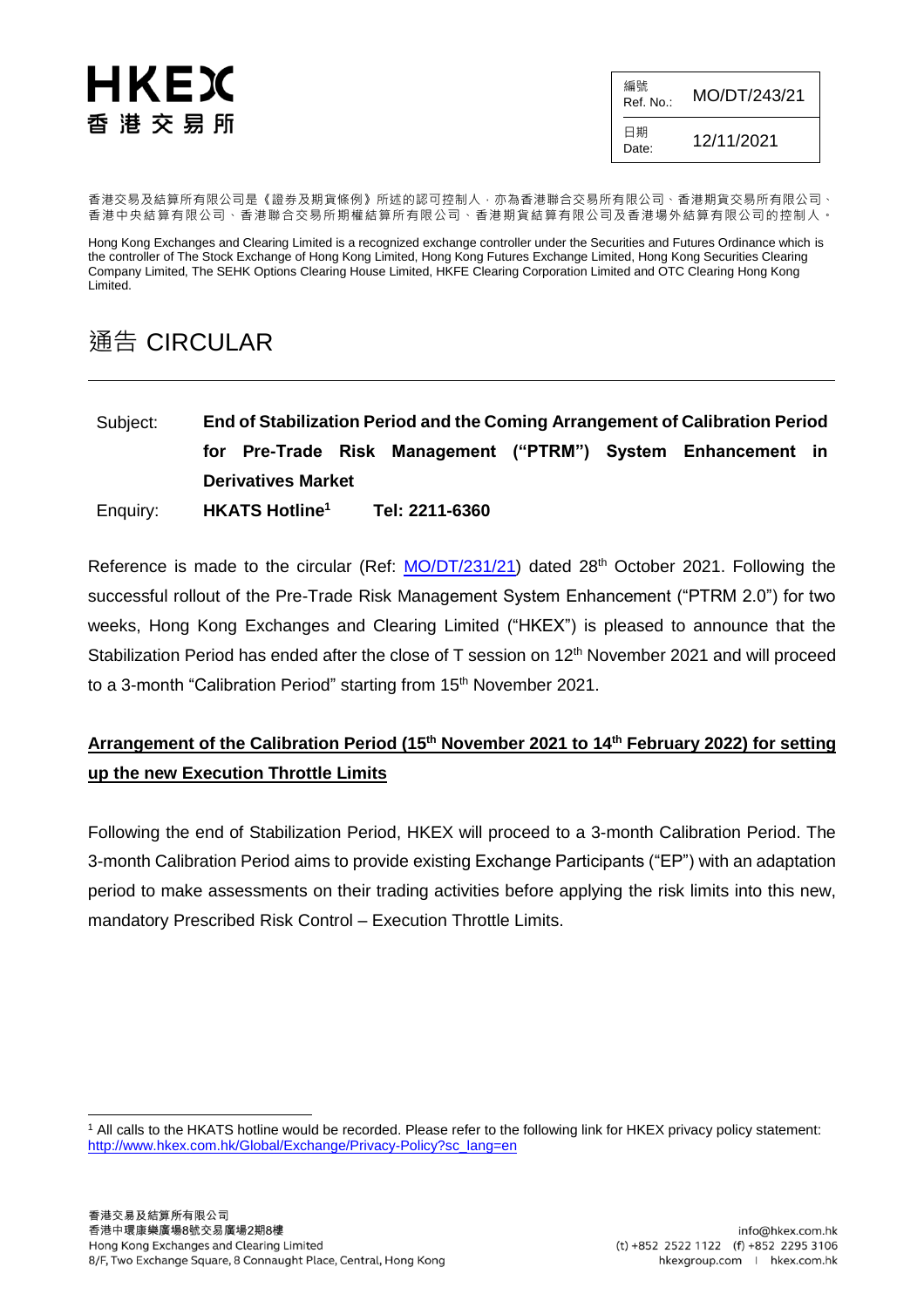# HKEX
# 香港交易所

| 編號 Ref. No.: | MO/DT/243/21 |
|---|---|
| 日期 Date: | 12/11/2021 |

香港交易及結算所有限公司是《證券及期貨條例》所述的認可控制人，亦為香港聯合交易所有限公司、香港期貨交易所有限公司、香港中央結算有限公司、香港聯合交易所期權結算所有限公司、香港期貨結算有限公司及香港場外結算有限公司的控制人。

Hong Kong Exchanges and Clearing Limited is a recognized exchange controller under the Securities and Futures Ordinance which is the controller of The Stock Exchange of Hong Kong Limited, Hong Kong Futures Exchange Limited, Hong Kong Securities Clearing Company Limited, The SEHK Options Clearing House Limited, HKFE Clearing Corporation Limited and OTC Clearing Hong Kong Limited.

## 通告 CIRCULAR

---

Subject: **End of Stabilization Period and the Coming Arrangement of Calibration Period for Pre-Trade Risk Management ("PTRM") System Enhancement in Derivatives Market**

Enquiry: **HKATS Hotline[1]** **Tel: 2211-6360**

Reference is made to the circular (Ref: MO/DT/231/21) dated 28th October 2021. Following the successful rollout of the Pre-Trade Risk Management System Enhancement ("PTRM 2.0") for two weeks, Hong Kong Exchanges and Clearing Limited ("HKEX") is pleased to announce that the Stabilization Period has ended after the close of T session on 12th November 2021 and will proceed to a 3-month "Calibration Period" starting from 15th November 2021.

**Arrangement of the Calibration Period (15th November 2021 to 14th February 2022) for setting up the new Execution Throttle Limits**

Following the end of Stabilization Period, HKEX will proceed to a 3-month Calibration Period. The 3-month Calibration Period aims to provide existing Exchange Participants ("EP") with an adaptation period to make assessments on their trading activities before applying the risk limits into this new, mandatory Prescribed Risk Control – Execution Throttle Limits.

---

[1] All calls to the HKATS hotline would be recorded. Please refer to the following link for HKEX privacy policy statement: http://www.hkex.com.hk/Global/Exchange/Privacy-Policy?sc_lang=en

香港交易及結算所有限公司
香港中環康樂廣場8號交易廣場2期8樓
Hong Kong Exchanges and Clearing Limited
8/F, Two Exchange Square, 8 Connaught Place, Central, Hong Kong

info@hkex.com.hk
(t) +852 2522 1122 (f) +852 2295 3106
hkexgroup.com | hkex.com.hk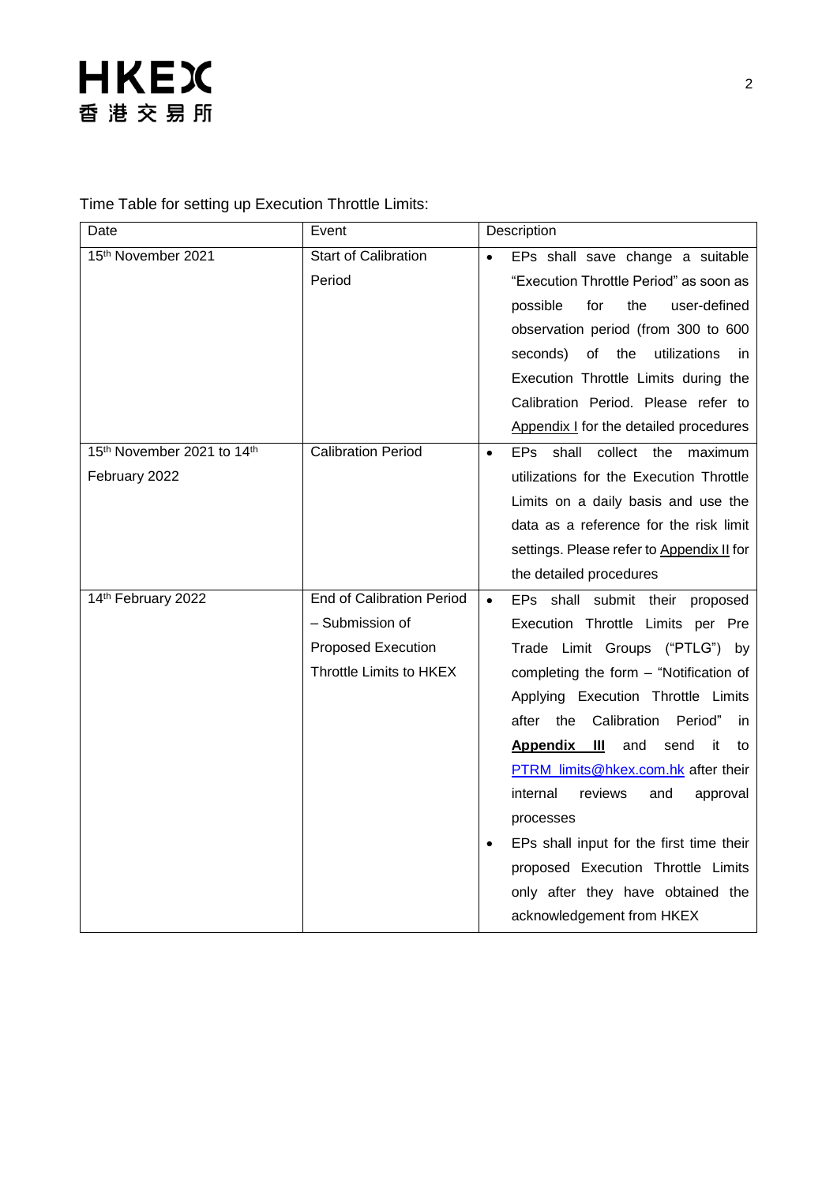Time Table for setting up Execution Throttle Limits:

| Date | Event | Description |
|---|---|---|
| 15th November 2021 | Start of Calibration Period | • EPs shall save change a suitable "Execution Throttle Period" as soon as possible for the user-defined observation period (from 300 to 600 seconds) of the utilizations in Execution Throttle Limits during the Calibration Period. Please refer to Appendix I for the detailed procedures |
| 15th November 2021 to 14th February 2022 | Calibration Period | • EPs shall collect the maximum utilizations for the Execution Throttle Limits on a daily basis and use the data as a reference for the risk limit settings. Please refer to Appendix II for the detailed procedures |
| 14th February 2022 | End of Calibration Period – Submission of Proposed Execution Throttle Limits to HKEX | • EPs shall submit their proposed Execution Throttle Limits per Pre Trade Limit Groups ("PTLG") by completing the form – "Notification of Applying Execution Throttle Limits after the Calibration Period" in **Appendix III** and send it to PTRM_limits@hkex.com.hk after their internal reviews and approval processes<br>• EPs shall input for the first time their proposed Execution Throttle Limits only after they have obtained the acknowledgement from HKEX |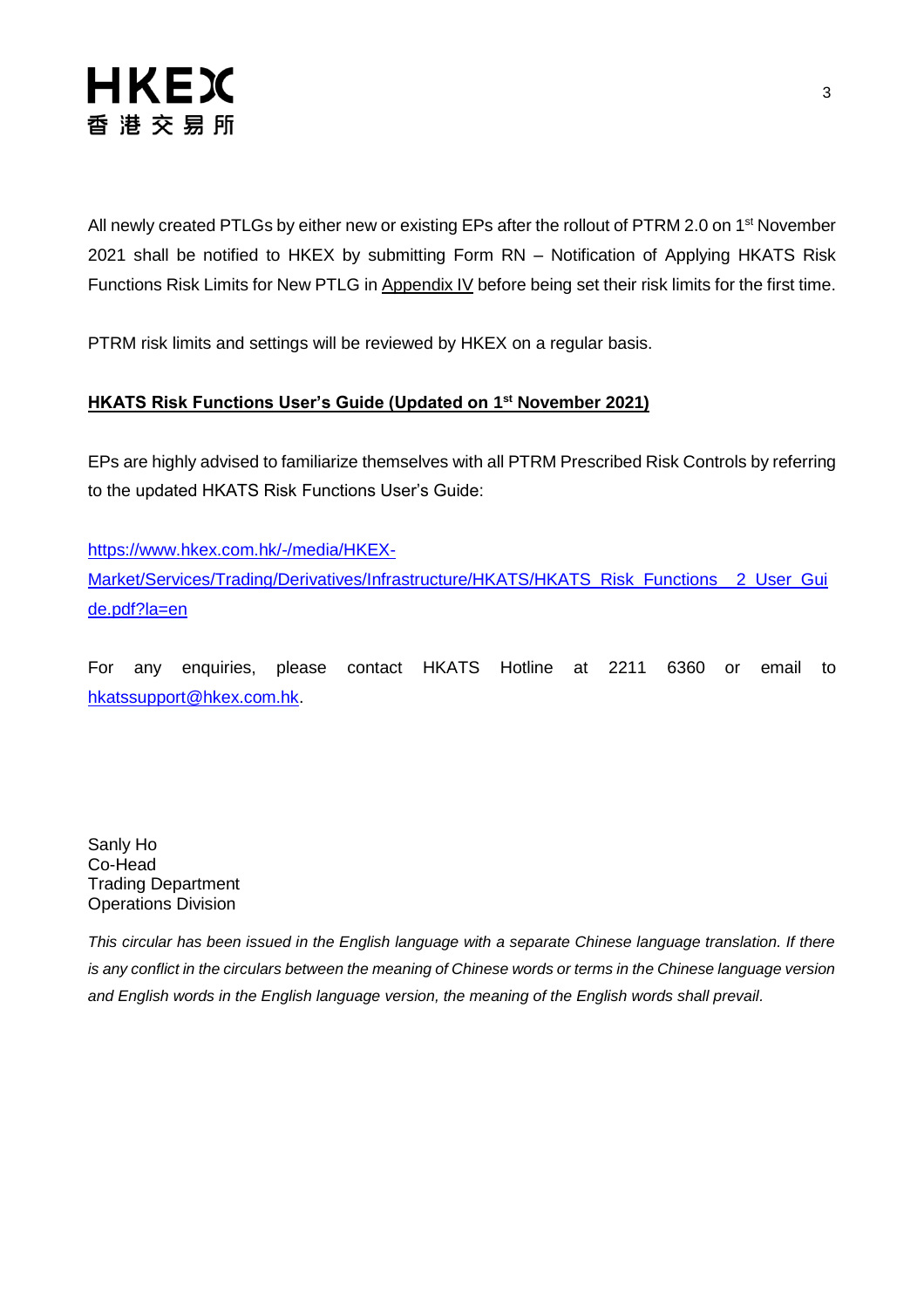All newly created PTLGs by either new or existing EPs after the rollout of PTRM 2.0 on 1st November 2021 shall be notified to HKEX by submitting Form RN – Notification of Applying HKATS Risk Functions Risk Limits for New PTLG in Appendix IV before being set their risk limits for the first time.

PTRM risk limits and settings will be reviewed by HKEX on a regular basis.

**HKATS Risk Functions User's Guide (Updated on 1st November 2021)**

EPs are highly advised to familiarize themselves with all PTRM Prescribed Risk Controls by referring to the updated HKATS Risk Functions User's Guide:

https://www.hkex.com.hk/-/media/HKEX-Market/Services/Trading/Derivatives/Infrastructure/HKATS/HKATS_Risk_Functions__2_User_Guide.pdf?la=en

For any enquiries, please contact HKATS Hotline at 2211 6360 or email to hkatssupport@hkex.com.hk.

Sanly Ho
Co-Head
Trading Department
Operations Division

*This circular has been issued in the English language with a separate Chinese language translation. If there is any conflict in the circulars between the meaning of Chinese words or terms in the Chinese language version and English words in the English language version, the meaning of the English words shall prevail.*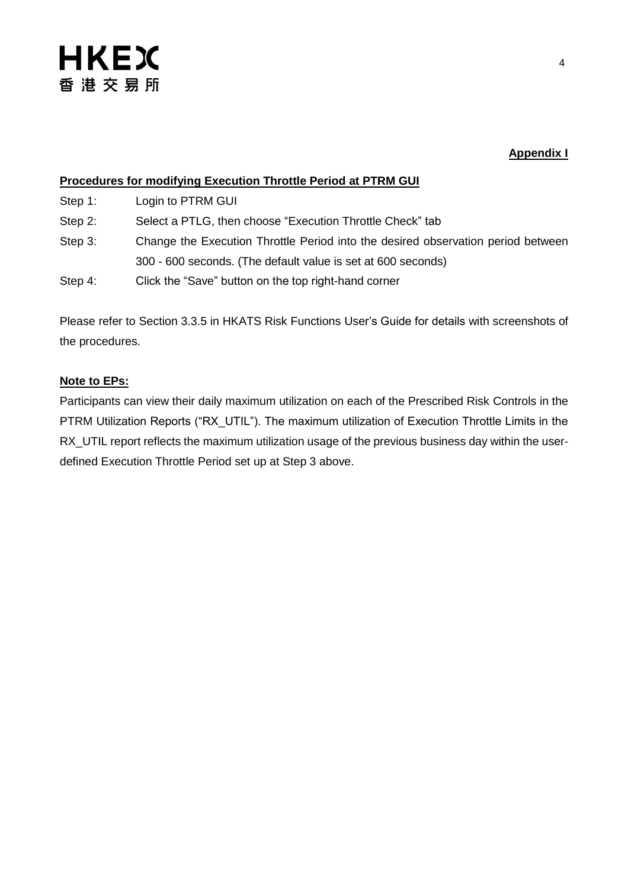**Appendix I**

**Procedures for modifying Execution Throttle Period at PTRM GUI**

Step 1: Login to PTRM GUI

Step 2: Select a PTLG, then choose “Execution Throttle Check” tab

Step 3: Change the Execution Throttle Period into the desired observation period between 300 - 600 seconds. (The default value is set at 600 seconds)

Step 4: Click the “Save” button on the top right-hand corner

Please refer to Section 3.3.5 in HKATS Risk Functions User’s Guide for details with screenshots of the procedures.

**Note to EPs:**

Participants can view their daily maximum utilization on each of the Prescribed Risk Controls in the PTRM Utilization Reports (“RX_UTIL”). The maximum utilization of Execution Throttle Limits in the RX_UTIL report reflects the maximum utilization usage of the previous business day within the user-defined Execution Throttle Period set up at Step 3 above.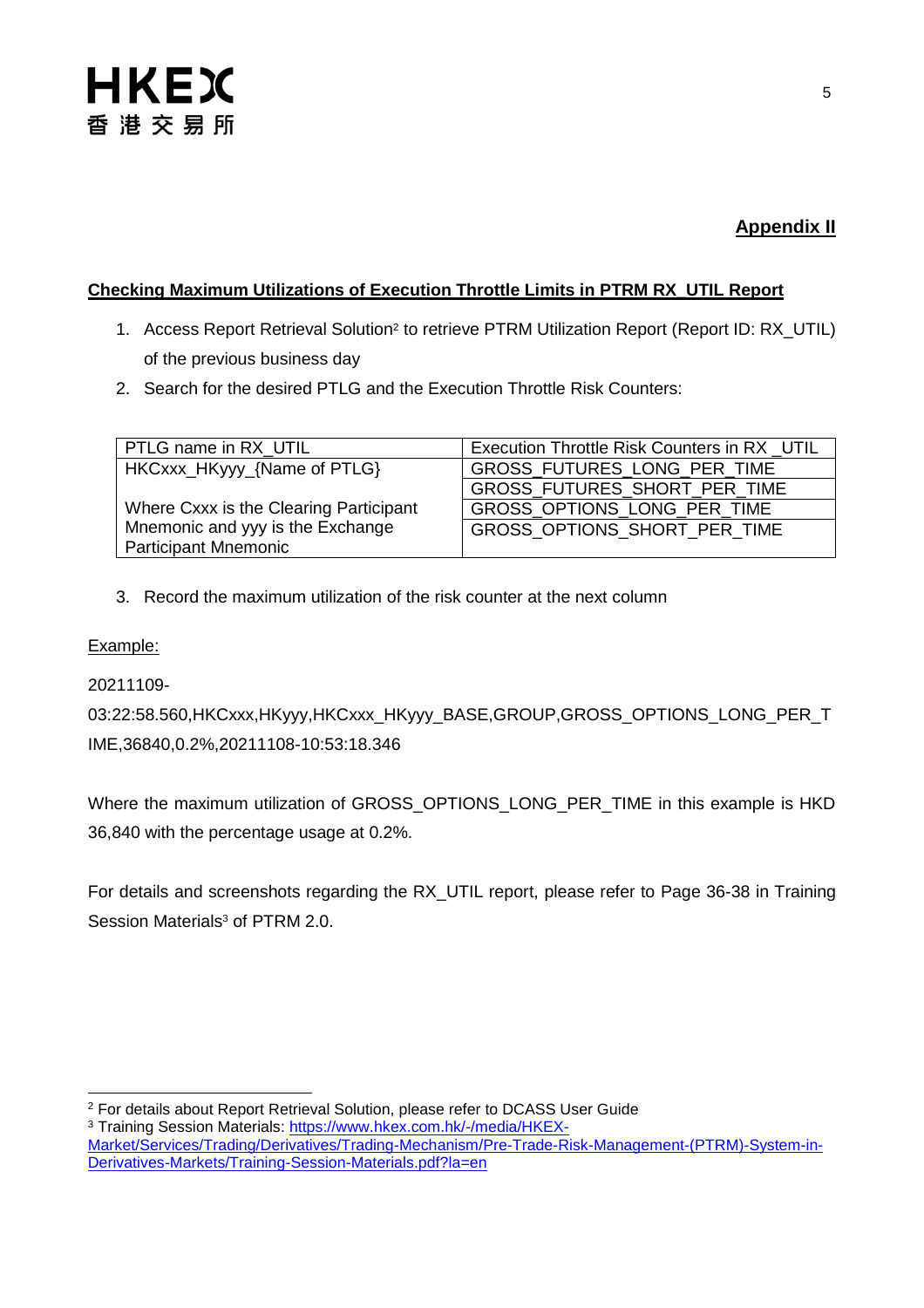**Appendix II**

**Checking Maximum Utilizations of Execution Throttle Limits in PTRM RX_UTIL Report**

1. Access Report Retrieval Solution[2] to retrieve PTRM Utilization Report (Report ID: RX_UTIL) of the previous business day
2. Search for the desired PTLG and the Execution Throttle Risk Counters:

| PTLG name in RX_UTIL | Execution Throttle Risk Counters in RX _UTIL |
|---|---|
| HKCxxx_HKyyy_{Name of PTLG}<br><br>Where Cxxx is the Clearing Participant Mnemonic and yyy is the Exchange Participant Mnemonic | GROSS_FUTURES_LONG_PER_TIME<br>GROSS_FUTURES_SHORT_PER_TIME<br>GROSS_OPTIONS_LONG_PER_TIME<br>GROSS_OPTIONS_SHORT_PER_TIME |

3. Record the maximum utilization of the risk counter at the next column

Example:

20211109-03:22:58.560,HKCxxx,HKyyy,HKCxxx_HKyyy_BASE,GROUP,GROSS_OPTIONS_LONG_PER_TIME,36840,0.2%,20211108-10:53:18.346

Where the maximum utilization of GROSS_OPTIONS_LONG_PER_TIME in this example is HKD 36,840 with the percentage usage at 0.2%.

For details and screenshots regarding the RX_UTIL report, please refer to Page 36-38 in Training Session Materials[3] of PTRM 2.0.

---

[2] For details about Report Retrieval Solution, please refer to DCASS User Guide

[3] Training Session Materials: https://www.hkex.com.hk/-/media/HKEX-Market/Services/Trading/Derivatives/Trading-Mechanism/Pre-Trade-Risk-Management-(PTRM)-System-in-Derivatives-Markets/Training-Session-Materials.pdf?la=en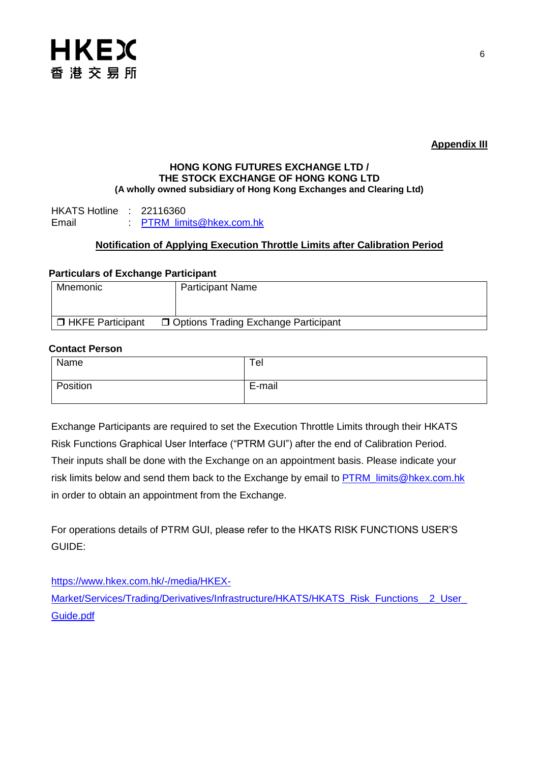HKEX
香港交易所

**Appendix III**

**HONG KONG FUTURES EXCHANGE LTD /**
**THE STOCK EXCHANGE OF HONG KONG LTD**
**(A wholly owned subsidiary of Hong Kong Exchanges and Clearing Ltd)**

HKATS Hotline : 22116360
Email : PTRM_limits@hkex.com.hk

**Notification of Applying Execution Throttle Limits after Calibration Period**

**Particulars of Exchange Participant**

| Mnemonic | Participant Name |
|---|---|
| | |
| ❒ HKFE Participant | ❒ Options Trading Exchange Participant |

**Contact Person**

| Name | Tel |
|---|---|
| Position | E-mail |

Exchange Participants are required to set the Execution Throttle Limits through their HKATS Risk Functions Graphical User Interface ("PTRM GUI") after the end of Calibration Period. Their inputs shall be done with the Exchange on an appointment basis. Please indicate your risk limits below and send them back to the Exchange by email to PTRM_limits@hkex.com.hk in order to obtain an appointment from the Exchange.

For operations details of PTRM GUI, please refer to the HKATS RISK FUNCTIONS USER'S GUIDE:

https://www.hkex.com.hk/-/media/HKEX-Market/Services/Trading/Derivatives/Infrastructure/HKATS/HKATS_Risk_Functions__2_User_Guide.pdf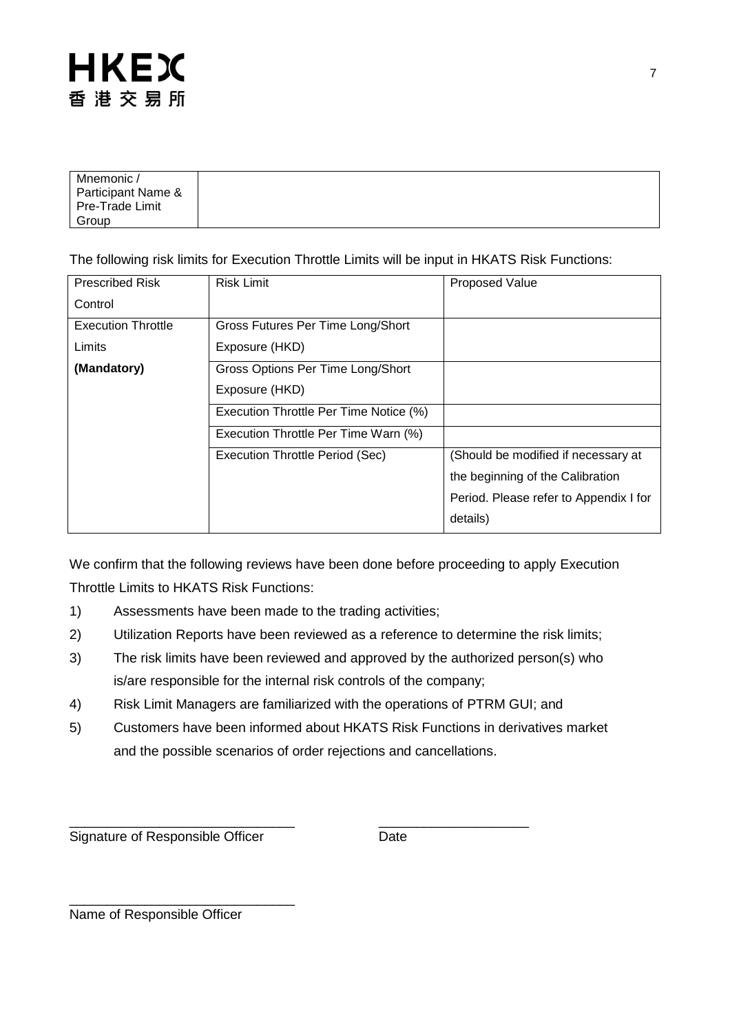| Mnemonic / Participant Name & Pre-Trade Limit Group | |
|---|---|

The following risk limits for Execution Throttle Limits will be input in HKATS Risk Functions:

| Prescribed Risk Control | Risk Limit | Proposed Value |
|---|---|---|
| Execution Throttle Limits **(Mandatory)** | Gross Futures Per Time Long/Short Exposure (HKD) | |
| | Gross Options Per Time Long/Short Exposure (HKD) | |
| | Execution Throttle Per Time Notice (%) | |
| | Execution Throttle Per Time Warn (%) | |
| | Execution Throttle Period (Sec) | (Should be modified if necessary at the beginning of the Calibration Period. Please refer to Appendix I for details) |

We confirm that the following reviews have been done before proceeding to apply Execution Throttle Limits to HKATS Risk Functions:

1) Assessments have been made to the trading activities;
2) Utilization Reports have been reviewed as a reference to determine the risk limits;
3) The risk limits have been reviewed and approved by the authorized person(s) who is/are responsible for the internal risk controls of the company;
4) Risk Limit Managers are familiarized with the operations of PTRM GUI; and
5) Customers have been informed about HKATS Risk Functions in derivatives market and the possible scenarios of order rejections and cancellations.

_______________________________ &nbsp;&nbsp;&nbsp;&nbsp; ____________________

Signature of Responsible Officer &nbsp;&nbsp;&nbsp;&nbsp; Date

_______________________________

Name of Responsible Officer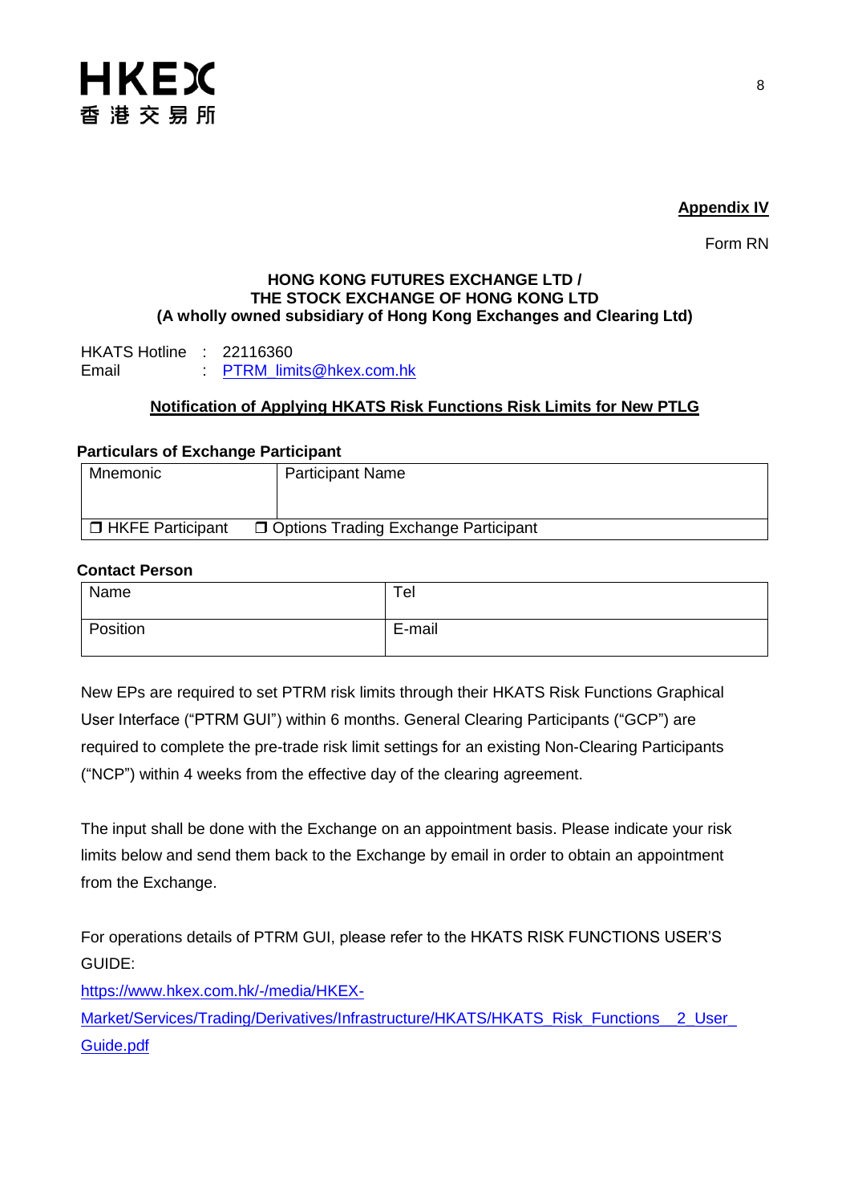HKEX
香港交易所

**Appendix IV**

Form RN

**HONG KONG FUTURES EXCHANGE LTD /**
**THE STOCK EXCHANGE OF HONG KONG LTD**
**(A wholly owned subsidiary of Hong Kong Exchanges and Clearing Ltd)**

HKATS Hotline : 22116360
Email : PTRM_limits@hkex.com.hk

**Notification of Applying HKATS Risk Functions Risk Limits for New PTLG**

**Particulars of Exchange Participant**

| Mnemonic | Participant Name |
|---|---|
| ❒ HKFE Participant | ❒ Options Trading Exchange Participant |

**Contact Person**

| Name | Tel |
|---|---|
| Position | E-mail |

New EPs are required to set PTRM risk limits through their HKATS Risk Functions Graphical User Interface ("PTRM GUI") within 6 months. General Clearing Participants ("GCP") are required to complete the pre-trade risk limit settings for an existing Non-Clearing Participants ("NCP") within 4 weeks from the effective day of the clearing agreement.

The input shall be done with the Exchange on an appointment basis. Please indicate your risk limits below and send them back to the Exchange by email in order to obtain an appointment from the Exchange.

For operations details of PTRM GUI, please refer to the HKATS RISK FUNCTIONS USER'S GUIDE:
https://www.hkex.com.hk/-/media/HKEX-Market/Services/Trading/Derivatives/Infrastructure/HKATS/HKATS_Risk_Functions__2_User_Guide.pdf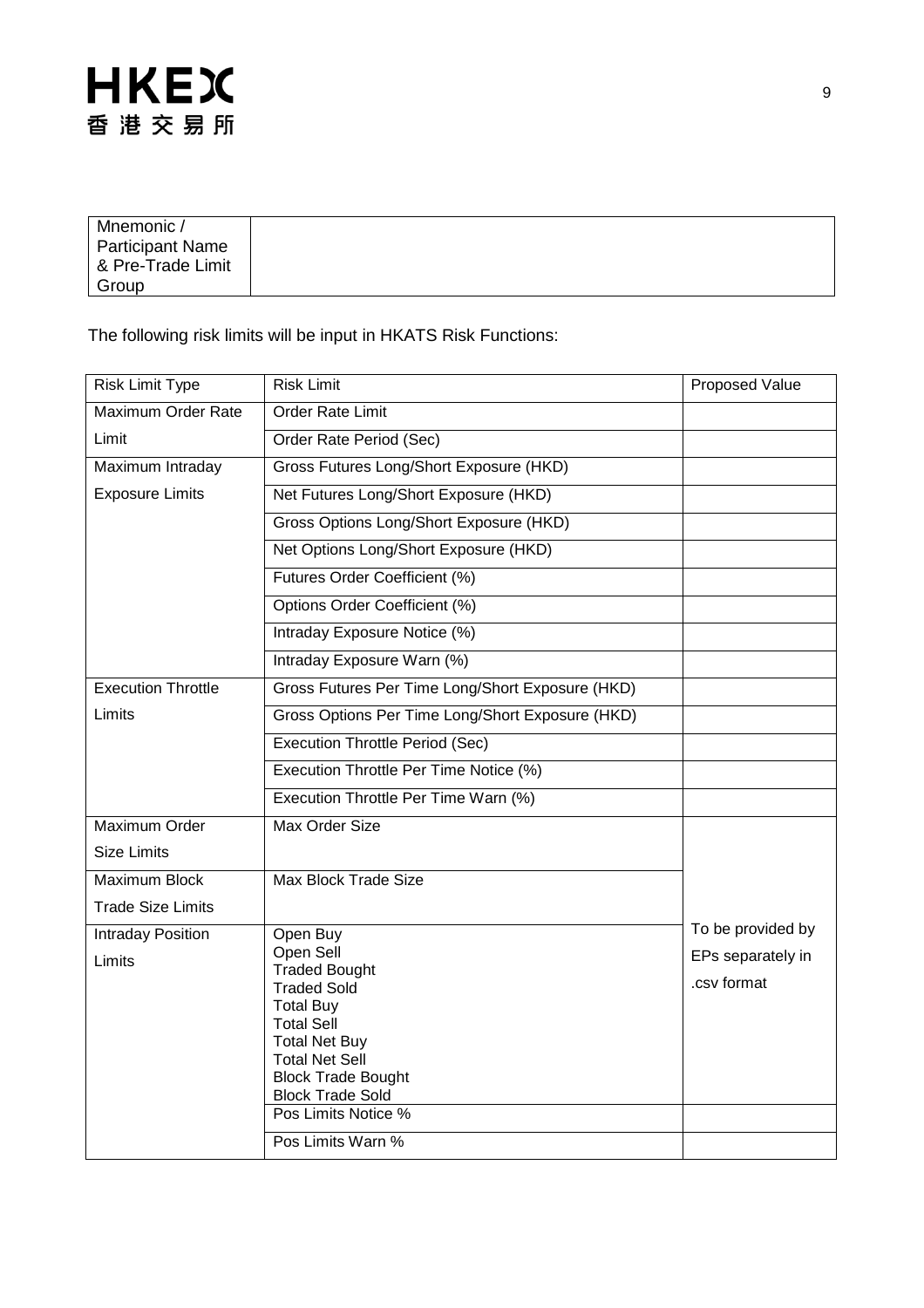| Mnemonic / Participant Name & Pre-Trade Limit Group | |
|---|---|

The following risk limits will be input in HKATS Risk Functions:

| Risk Limit Type | Risk Limit | Proposed Value |
|---|---|---|
| Maximum Order Rate Limit | Order Rate Limit | |
| | Order Rate Period (Sec) | |
| Maximum Intraday Exposure Limits | Gross Futures Long/Short Exposure (HKD) | |
| | Net Futures Long/Short Exposure (HKD) | |
| | Gross Options Long/Short Exposure (HKD) | |
| | Net Options Long/Short Exposure (HKD) | |
| | Futures Order Coefficient (%) | |
| | Options Order Coefficient (%) | |
| | Intraday Exposure Notice (%) | |
| | Intraday Exposure Warn (%) | |
| Execution Throttle Limits | Gross Futures Per Time Long/Short Exposure (HKD) | |
| | Gross Options Per Time Long/Short Exposure (HKD) | |
| | Execution Throttle Period (Sec) | |
| | Execution Throttle Per Time Notice (%) | |
| | Execution Throttle Per Time Warn (%) | |
| Maximum Order Size Limits | Max Order Size | To be provided by EPs separately in .csv format |
| Maximum Block Trade Size Limits | Max Block Trade Size | |
| Intraday Position Limits | Open Buy<br>Open Sell<br>Traded Bought<br>Traded Sold<br>Total Buy<br>Total Sell<br>Total Net Buy<br>Total Net Sell<br>Block Trade Bought<br>Block Trade Sold | |
| | Pos Limits Notice % | |
| | Pos Limits Warn % | |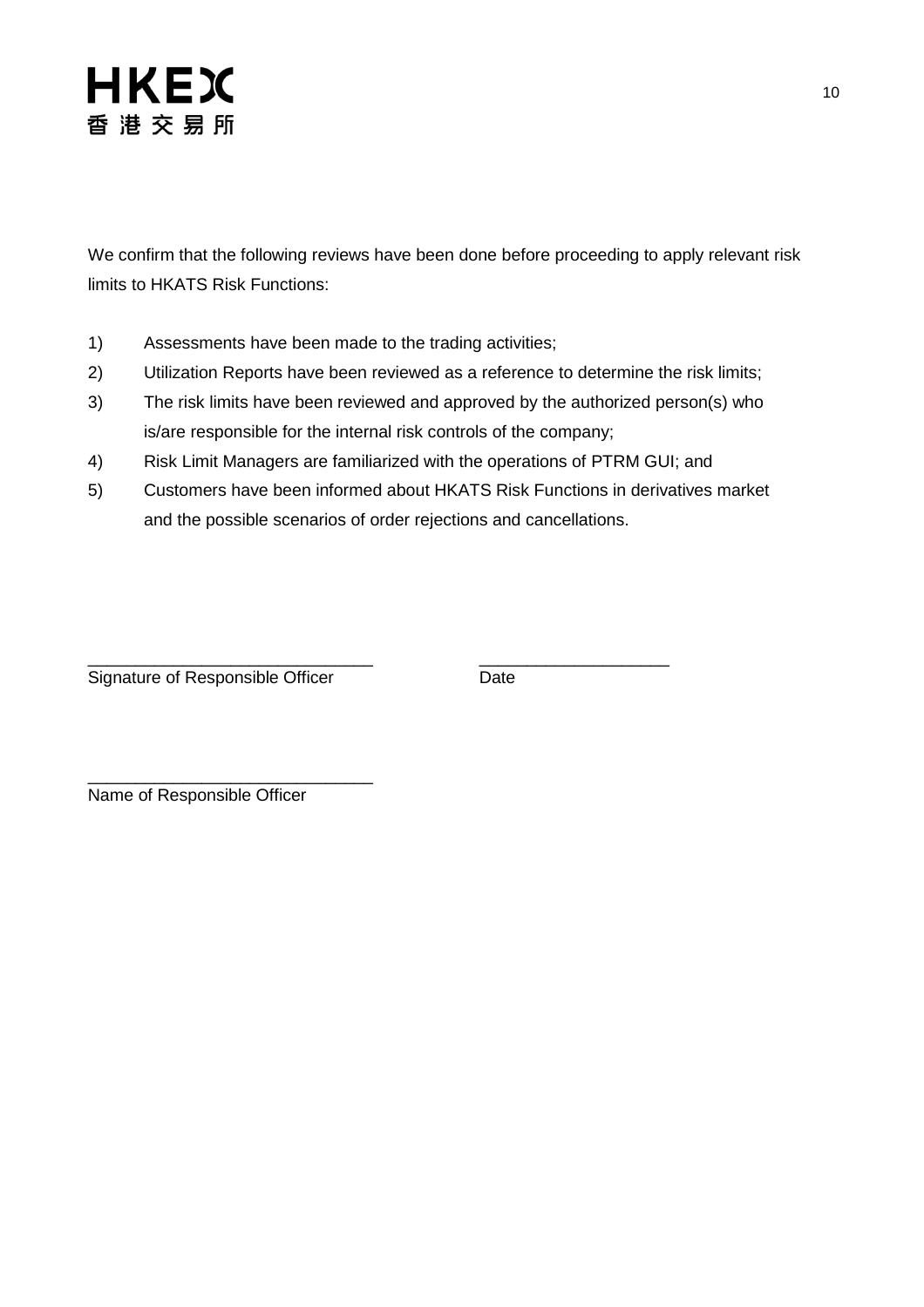We confirm that the following reviews have been done before proceeding to apply relevant risk limits to HKATS Risk Functions:

1) Assessments have been made to the trading activities;
2) Utilization Reports have been reviewed as a reference to determine the risk limits;
3) The risk limits have been reviewed and approved by the authorized person(s) who is/are responsible for the internal risk controls of the company;
4) Risk Limit Managers are familiarized with the operations of PTRM GUI; and
5) Customers have been informed about HKATS Risk Functions in derivatives market and the possible scenarios of order rejections and cancellations.

______________________________ ____________________
Signature of Responsible Officer Date

______________________________
Name of Responsible Officer